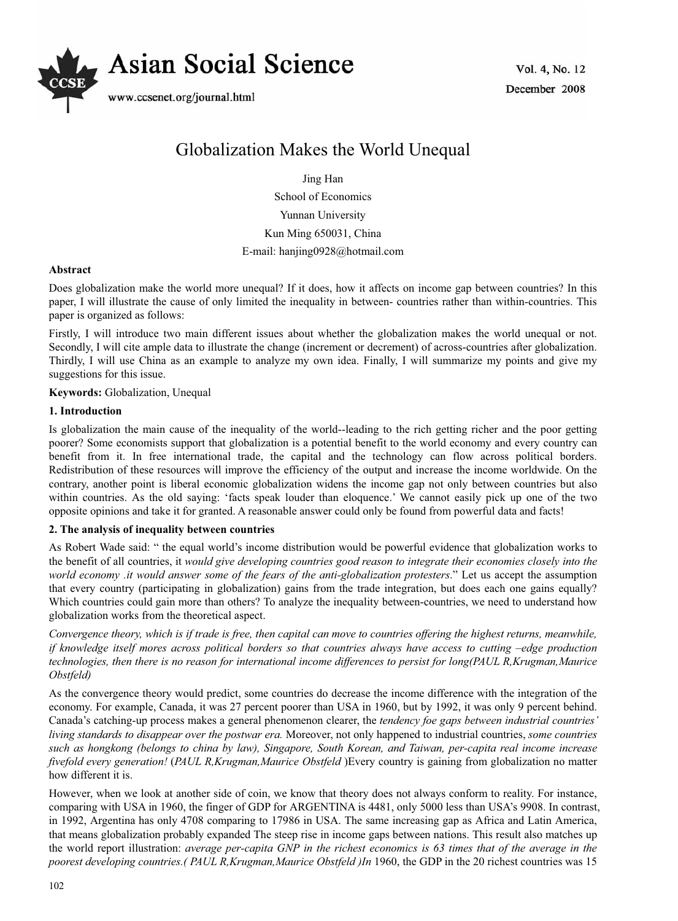# Globalization Makes the World Unequal

Jing Han

School of Economics

Yunnan University

Kun Ming 650031, China

E-mail: hanjing0928@hotmail.com

**Abstract**

Does globalization make the world more unequal? If it does, how it affects on income gap between countries? In this paper, I will illustrate the cause of only limited the inequality in between- countries rather than within-countries. This paper is organized as follows:

Firstly, I will introduce two main different issues about whether the globalization makes the world unequal or not. Secondly, I will cite ample data to illustrate the change (increment or decrement) of across-countries after globalization. Thirdly, I will use China as an example to analyze my own idea. Finally, I will summarize my points and give my suggestions for this issue.

**Keywords:** Globalization, Unequal

## 1. Introduction

Is globalization the main cause of the inequality of the world--leading to the rich getting richer and the poor getting poorer? Some economists support that globalization is a potential benefit to the world economy and every country can benefit from it. In free international trade, the capital and the technology can flow across political borders. Redistribution of these resources will improve the efficiency of the output and increase the income worldwide. On the contrary, another point is liberal economic globalization widens the income gap not only between countries but also within countries. As the old saying: 'facts speak louder than eloquence.' We cannot easily pick up one of the two opposite opinions and take it for granted. A reasonable answer could only be found from powerful data and facts!

## 2. The analysis of inequality between countries

As Robert Wade said: " the equal world's income distribution would be powerful evidence that globalization works to the benefit of all countries, it *would give developing countries good reason to integrate their economies closely into the world economy .it would answer some of the fears of the anti-globalization protesters*." Let us accept the assumption that every country (participating in globalization) gains from the trade integration, but does each one gains equally? Which countries could gain more than others? To analyze the inequality between-countries, we need to understand how globalization works from the theoretical aspect.

*Convergence theory, which is if trade is free, then capital can move to countries offering the highest returns, meanwhile, if knowledge itself mores across political borders so that countries always have access to cutting –edge production technologies, then there is no reason for international income differences to persist for long(PAUL R,Krugman,Maurice Obstfeld)*

As the convergence theory would predict, some countries do decrease the income difference with the integration of the economy. For example, Canada, it was 27 percent poorer than USA in 1960, but by 1992, it was only 9 percent behind. Canada's catching-up process makes a general phenomenon clearer, the *tendency foe gaps between industrial countries' living standards to disappear over the postwar era.* Moreover, not only happened to industrial countries, *some countries such as hongkong (belongs to china by law), Singapore, South Korean, and Taiwan, per-capita real income increase fivefold every generation!* (*PAUL R,Krugman,Maurice Obstfeld* )Every country is gaining from globalization no matter how different it is.

However, when we look at another side of coin, we know that theory does not always conform to reality. For instance, comparing with USA in 1960, the finger of GDP for ARGENTINA is 4481, only 5000 less than USA's 9908. In contrast, in 1992, Argentina has only 4708 comparing to 17986 in USA. The same increasing gap as Africa and Latin America, that means globalization probably expanded The steep rise in income gaps between nations. This result also matches up the world report illustration: *average per-capita GNP in the richest economics is 63 times that of the average in the poorest developing countries.( PAUL R,Krugman,Maurice Obstfeld )In* 1960, the GDP in the 20 richest countries was 15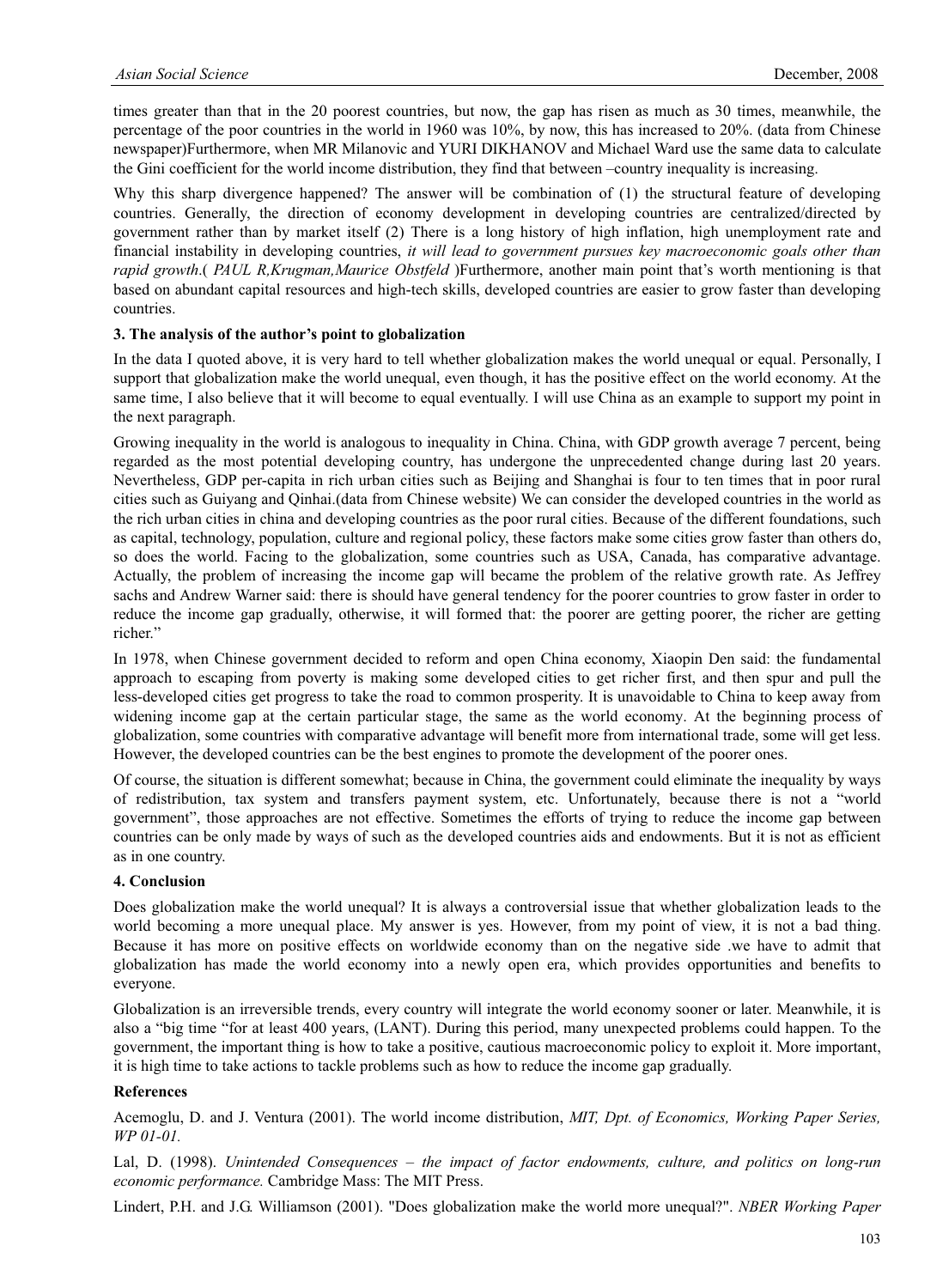times greater than that in the 20 poorest countries, but now, the gap has risen as much as 30 times, meanwhile, the percentage of the poor countries in the world in 1960 was 10%, by now, this has increased to 20%. (data from Chinese newspaper)Furthermore, when MR Milanovic and YURI DIKHANOV and Michael Ward use the same data to calculate the Gini coefficient for the world income distribution, they find that between –country inequality is increasing.

Why this sharp divergence happened? The answer will be combination of (1) the structural feature of developing countries. Generally, the direction of economy development in developing countries are centralized/directed by government rather than by market itself (2) There is a long history of high inflation, high unemployment rate and financial instability in developing countries, *it will lead to government pursues key macroeconomic goals other than rapid growth*.( *PAUL R,Krugman,Maurice Obstfeld* )Furthermore, another main point that's worth mentioning is that based on abundant capital resources and high-tech skills, developed countries are easier to grow faster than developing countries.

**3. The analysis of the author's point to globalization**

In the data I quoted above, it is very hard to tell whether globalization makes the world unequal or equal. Personally, I support that globalization make the world unequal, even though, it has the positive effect on the world economy. At the same time, I also believe that it will become to equal eventually. I will use China as an example to support my point in the next paragraph.

Growing inequality in the world is analogous to inequality in China. China, with GDP growth average 7 percent, being regarded as the most potential developing country, has undergone the unprecedented change during last 20 years. Nevertheless, GDP per-capita in rich urban cities such as Beijing and Shanghai is four to ten times that in poor rural cities such as Guiyang and Qinhai.(data from Chinese website) We can consider the developed countries in the world as the rich urban cities in china and developing countries as the poor rural cities. Because of the different foundations, such as capital, technology, population, culture and regional policy, these factors make some cities grow faster than others do, so does the world. Facing to the globalization, some countries such as USA, Canada, has comparative advantage. Actually, the problem of increasing the income gap will became the problem of the relative growth rate. As Jeffrey sachs and Andrew Warner said: there is should have general tendency for the poorer countries to grow faster in order to reduce the income gap gradually, otherwise, it will formed that: the poorer are getting poorer, the richer are getting richer."

In 1978, when Chinese government decided to reform and open China economy, Xiaopin Den said: the fundamental approach to escaping from poverty is making some developed cities to get richer first, and then spur and pull the less-developed cities get progress to take the road to common prosperity. It is unavoidable to China to keep away from widening income gap at the certain particular stage, the same as the world economy. At the beginning process of globalization, some countries with comparative advantage will benefit more from international trade, some will get less. However, the developed countries can be the best engines to promote the development of the poorer ones.

Of course, the situation is different somewhat; because in China, the government could eliminate the inequality by ways of redistribution, tax system and transfers payment system, etc. Unfortunately, because there is not a "world government", those approaches are not effective. Sometimes the efforts of trying to reduce the income gap between countries can be only made by ways of such as the developed countries aids and endowments. But it is not as efficient as in one country.

**4. Conclusion**

Does globalization make the world unequal? It is always a controversial issue that whether globalization leads to the world becoming a more unequal place. My answer is yes. However, from my point of view, it is not a bad thing. Because it has more on positive effects on worldwide economy than on the negative side .we have to admit that globalization has made the world economy into a newly open era, which provides opportunities and benefits to everyone.

Globalization is an irreversible trends, every country will integrate the world economy sooner or later. Meanwhile, it is also a "big time "for at least 400 years, (LANT). During this period, many unexpected problems could happen. To the government, the important thing is how to take a positive, cautious macroeconomic policy to exploit it. More important, it is high time to take actions to tackle problems such as how to reduce the income gap gradually.

**References**

Acemoglu, D. and J. Ventura (2001). The world income distribution, *MIT, Dpt. of Economics, Working Paper Series, WP 01-01.*

Lal, D. (1998). *Unintended Consequences – the impact of factor endowments, culture, and politics on long-run economic performance.* Cambridge Mass: The MIT Press.

Lindert, P.H. and J.G. Williamson (2001). "Does globalization make the world more unequal?". *NBER Working Paper*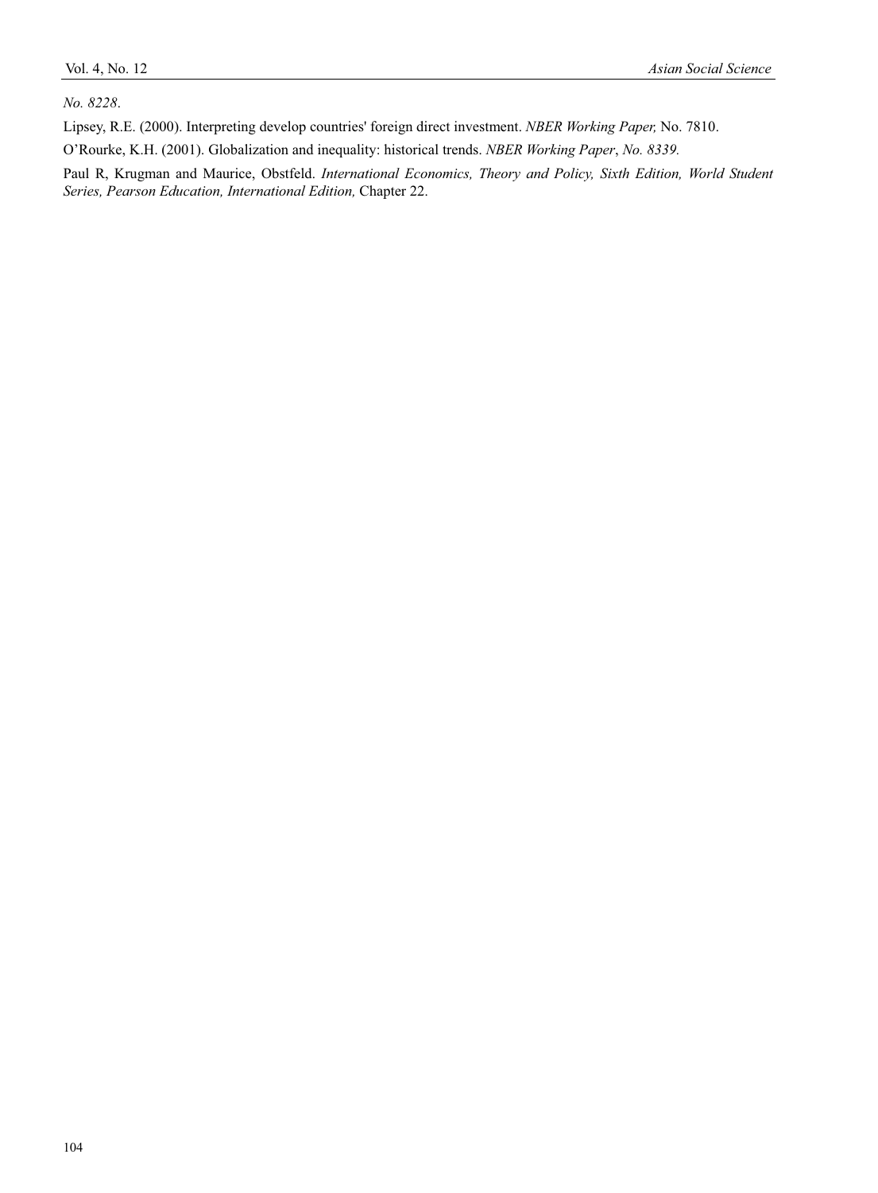*No. 8228*.

Lipsey, R.E. (2000). Interpreting develop countries' foreign direct investment. *NBER Working Paper,* No. 7810.

O'Rourke, K.H. (2001). Globalization and inequality: historical trends. *NBER Working Paper*, *No. 8339.*

Paul R, Krugman and Maurice, Obstfeld. *International Economics, Theory and Policy, Sixth Edition, World Student Series, Pearson Education, International Edition,* Chapter 22.